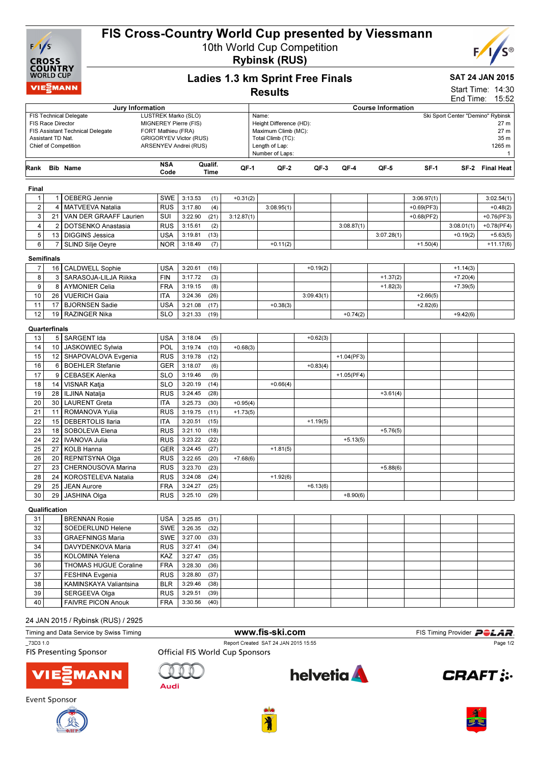# FIS Cross-Country World Cup presented by Viessmann

## 10th World Cup Competition

## Rybinsk (RUS)

## Ladies 1.3 km Sprint Free Finals

## Results

**SAT 24 JAN 2015**

Start Time: 14:30
End Time: 15:52

| Jury Information | |
|---|---|
| FIS Technical Delegate | LUSTREK Marko (SLO) |
| FIS Race Director | MIGNEREY Pierre (FIS) |
| FIS Assistant Technical Delegate | FORT Mathieu (FRA) |
| Assistant TD Nat. | GRIGORYEV Victor (RUS) |
| Chief of Competition | ARSENYEV Andrei (RUS) |

| Course Information | |
|---|---|
| Name: | Ski Sport Center "Demino" Rybinsk |
| Height Difference (HD): | 27 m |
| Maximum Climb (MC): | 27 m |
| Total Climb (TC): | 35 m |
| Length of Lap: | 1265 m |
| Number of Laps: | 1 |

| Rank | Bib | Name | NSA Code | Qualif. Time | | QF-1 | QF-2 | QF-3 | QF-4 | QF-5 | SF-1 | SF-2 | Final Heat |
|---|---|---|---|---|---|---|---|---|---|---|---|---|---|
| **Final** | | | | | | | | | | | | | |
| 1 | 1 | OEBERG Jennie | SWE | 3:13.53 | (1) | +0.31(2) | | | | | 3:06.97(1) | | 3:02.54(1) |
| 2 | 4 | MATVEEVA Natalia | RUS | 3:17.80 | (4) | | 3:08.95(1) | | | | +0.69(PF3) | | +0.48(2) |
| 3 | 21 | VAN DER GRAAFF Laurien | SUI | 3:22.90 | (21) | 3:12.87(1) | | | | | +0.68(PF2) | | +0.76(PF3) |
| 4 | 2 | DOTSENKO Anastasia | RUS | 3:15.61 | (2) | | | | 3:08.87(1) | | | 3:08.01(1) | +0.78(PF4) |
| 5 | 13 | DIGGINS Jessica | USA | 3:19.81 | (13) | | | | | 3:07.28(1) | | +0.19(2) | +5.63(5) |
| 6 | 7 | SLIND Silje Oeyre | NOR | 3:18.49 | (7) | | +0.11(2) | | | | +1.50(4) | | +11.17(6) |
| **Semifinals** | | | | | | | | | | | | | |
| 7 | 16 | CALDWELL Sophie | USA | 3:20.61 | (16) | | | +0.19(2) | | | | +1.14(3) | |
| 8 | 3 | SARASOJA-LILJA Riikka | FIN | 3:17.72 | (3) | | | | | +1.37(2) | | +7.20(4) | |
| 9 | 8 | AYMONIER Celia | FRA | 3:19.15 | (8) | | | | | +1.82(3) | | +7.39(5) | |
| 10 | 26 | VUERICH Gaia | ITA | 3:24.36 | (26) | | | 3:09.43(1) | | | +2.66(5) | | |
| 11 | 17 | BJORNSEN Sadie | USA | 3:21.08 | (17) | | +0.38(3) | | | | +2.82(6) | | |
| 12 | 19 | RAZINGER Nika | SLO | 3:21.33 | (19) | | | | +0.74(2) | | | +9.42(6) | |
| **Quarterfinals** | | | | | | | | | | | | | |
| 13 | 5 | SARGENT Ida | USA | 3:18.04 | (5) | | | +0.62(3) | | | | | |
| 14 | 10 | JASKOWIEC Sylwia | POL | 3:19.74 | (10) | +0.68(3) | | | | | | | |
| 15 | 12 | SHAPOVALOVA Evgenia | RUS | 3:19.78 | (12) | | | | +1.04(PF3) | | | | |
| 16 | 6 | BOEHLER Stefanie | GER | 3:18.07 | (6) | | | +0.83(4) | | | | | |
| 17 | 9 | CEBASEK Alenka | SLO | 3:19.46 | (9) | | | | +1.05(PF4) | | | | |
| 18 | 14 | VISNAR Katja | SLO | 3:20.19 | (14) | | +0.66(4) | | | | | | |
| 19 | 28 | ILJINA Natalja | RUS | 3:24.45 | (28) | | | | | +3.61(4) | | | |
| 20 | 30 | LAURENT Greta | ITA | 3:25.73 | (30) | +0.95(4) | | | | | | | |
| 21 | 11 | ROMANOVA Yulia | RUS | 3:19.75 | (11) | +1.73(5) | | | | | | | |
| 22 | 15 | DEBERTOLIS Ilaria | ITA | 3:20.51 | (15) | | | +1.19(5) | | | | | |
| 23 | 18 | SOBOLEVA Elena | RUS | 3:21.10 | (18) | | | | | +5.76(5) | | | |
| 24 | 22 | IVANOVA Julia | RUS | 3:23.22 | (22) | | | | +5.13(5) | | | | |
| 25 | 27 | KOLB Hanna | GER | 3:24.45 | (27) | | +1.81(5) | | | | | | |
| 26 | 20 | REPNITSYNA Olga | RUS | 3:22.65 | (20) | +7.68(6) | | | | | | | |
| 27 | 23 | CHERNOUSOVA Marina | RUS | 3:23.70 | (23) | | | | | +5.88(6) | | | |
| 28 | 24 | KOROSTELEVA Natalia | RUS | 3:24.08 | (24) | | +1.92(6) | | | | | | |
| 29 | 25 | JEAN Aurore | FRA | 3:24.27 | (25) | | | +6.13(6) | | | | | |
| 30 | 29 | JASHINA Olga | RUS | 3:25.10 | (29) | | | | +8.90(6) | | | | |
| **Qualification** | | | | | | | | | | | | | |
| 31 | | BRENNAN Rosie | USA | 3:25.85 | (31) | | | | | | | | |
| 32 | | SOEDERLUND Helene | SWE | 3:26.35 | (32) | | | | | | | | |
| 33 | | GRAEFNINGS Maria | SWE | 3:27.00 | (33) | | | | | | | | |
| 34 | | DAVYDENKOVA Maria | RUS | 3:27.41 | (34) | | | | | | | | |
| 35 | | KOLOMINA Yelena | KAZ | 3:27.47 | (35) | | | | | | | | |
| 36 | | THOMAS HUGUE Coraline | FRA | 3:28.30 | (36) | | | | | | | | |
| 37 | | FESHINA Evgenia | RUS | 3:28.80 | (37) | | | | | | | | |
| 38 | | KAMINSKAYA Valiantsina | BLR | 3:29.46 | (38) | | | | | | | | |
| 39 | | SERGEEVA Olga | RUS | 3:29.51 | (39) | | | | | | | | |
| 40 | | FAIVRE PICON Anouk | FRA | 3:30.56 | (40) | | | | | | | | |

24 JAN 2015 / Rybinsk (RUS) / 2925

Timing and Data Service by Swiss Timing — www.fis-ski.com — FIS Timing Provider POLAR

_73D3 1.0 — Report Created SAT 24 JAN 2015 15:55

FIS Presenting Sponsor — Official FIS World Cup Sponsors

Event Sponsor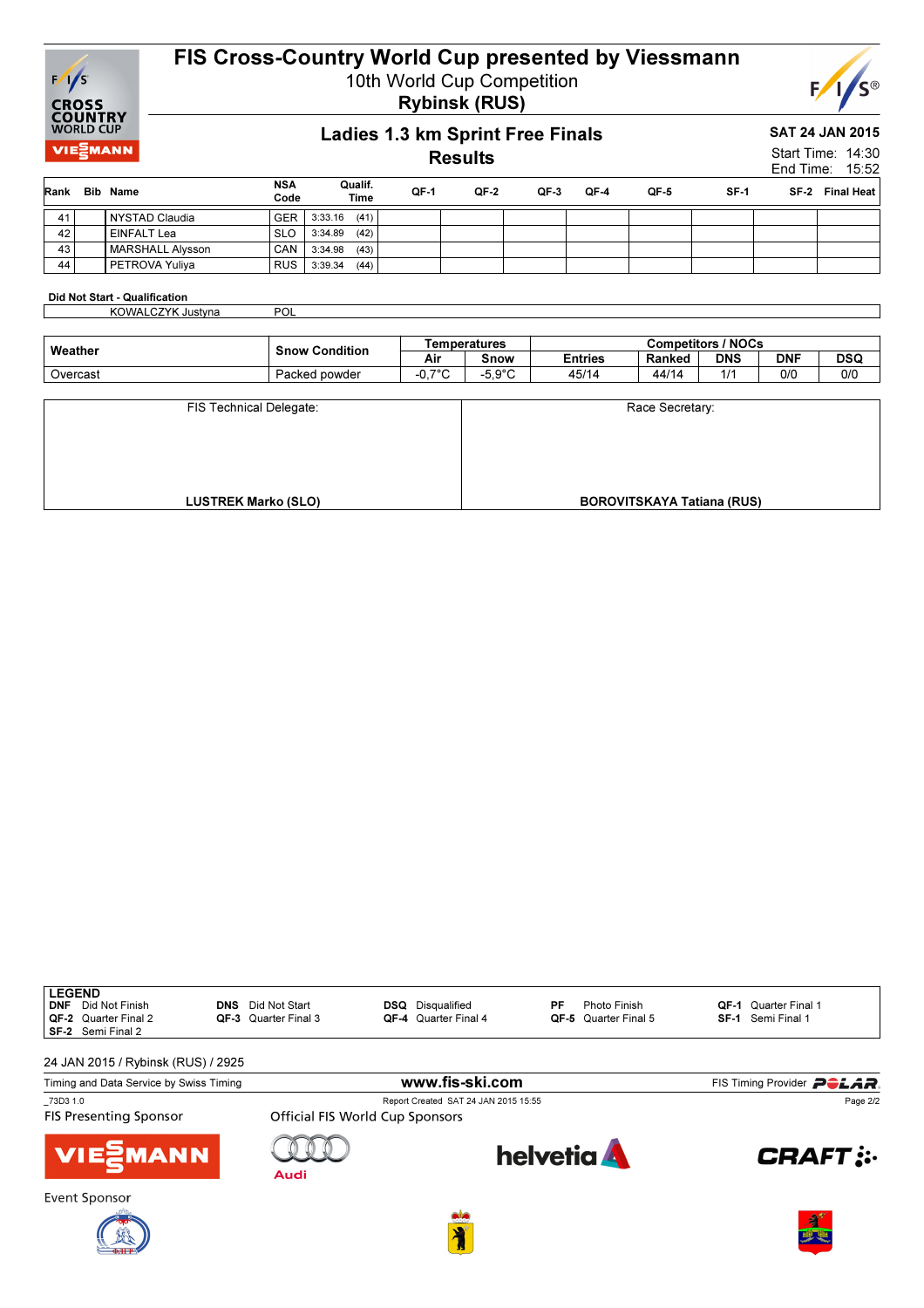# FIS Cross-Country World Cup presented by Viessmann

10th World Cup Competition

**Rybinsk (RUS)**

## Ladies 1.3 km Sprint Free Finals

## Results

**SAT 24 JAN 2015**

Start Time: 14:30
End Time: 15:52

| Rank | Bib | Name | NSA Code | Qualif. Time | QF-1 | QF-2 | QF-3 | QF-4 | QF-5 | SF-1 | SF-2 | Final Heat |
|---|---|---|---|---|---|---|---|---|---|---|---|---|
| 41 | | NYSTAD Claudia | GER | 3:33.16 (41) | | | | | | | | |
| 42 | | EINFALT Lea | SLO | 3:34.89 (42) | | | | | | | | |
| 43 | | MARSHALL Alysson | CAN | 3:34.98 (43) | | | | | | | | |
| 44 | | PETROVA Yuliya | RUS | 3:39.34 (44) | | | | | | | | |

**Did Not Start - Qualification**

| | |
|---|---|
| KOWALCZYK Justyna | POL |

| Weather | Snow Condition | Temperatures | | Entries | Competitors / NOCs | | | |
|---|---|---|---|---|---|---|---|---|
| | | Air | Snow | | Ranked | DNS | DNF | DSQ |
| Overcast | Packed powder | -0,7°C | -5,9°C | 45/14 | 44/14 | 1/1 | 0/0 | 0/0 |

| FIS Technical Delegate: | Race Secretary: |
|---|---|
| **LUSTREK Marko (SLO)** | **BOROVITSKAYA Tatiana (RUS)** |

**LEGEND**

**DNF** Did Not Finish, **DNS** Did Not Start, **DSQ** Disqualified, **PF** Photo Finish, **QF-1** Quarter Final 1, **QF-2** Quarter Final 2, **QF-3** Quarter Final 3, **QF-4** Quarter Final 4, **QF-5** Quarter Final 5, **SF-1** Semi Final 1, **SF-2** Semi Final 2

24 JAN 2015 / Rybinsk (RUS) / 2925

Timing and Data Service by Swiss Timing — www.fis-ski.com — FIS Timing Provider POLAR

_73D3 1.0 — Report Created SAT 24 JAN 2015 15:55

FIS Presenting Sponsor — Official FIS World Cup Sponsors

Event Sponsor